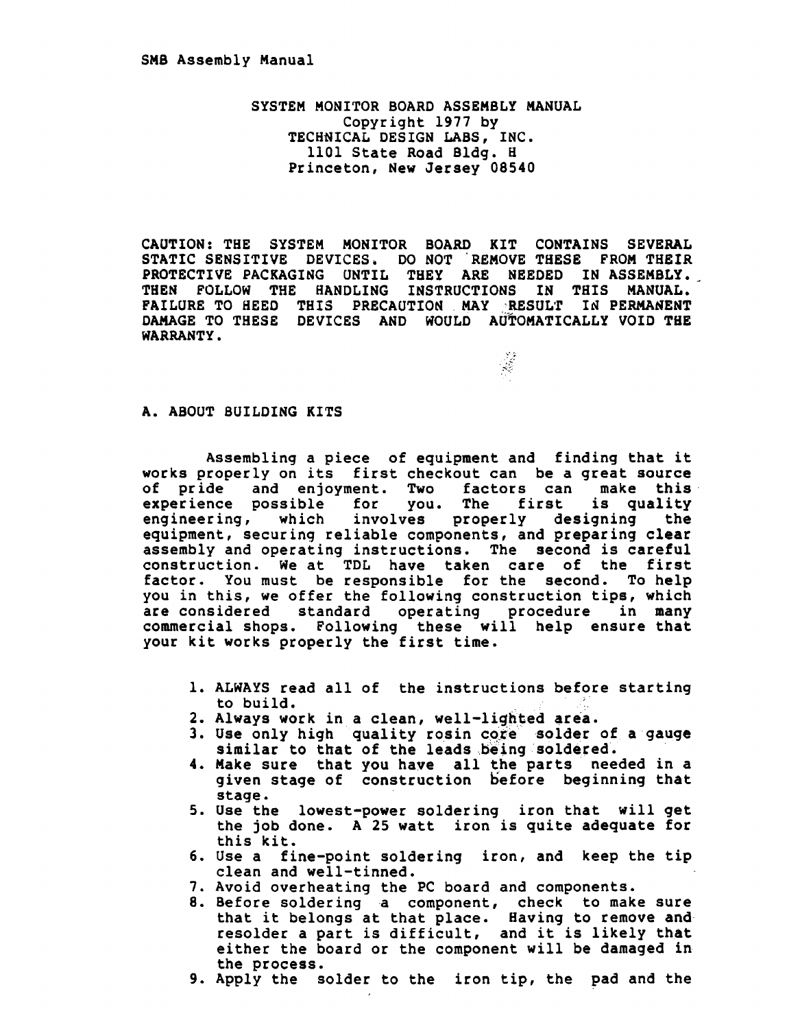SYSTEM MONITOR BOARD ASSEMBLY MANUAL
Copyright 1977 by
TECHNICAL DESIGN LABS, INC.
1101 State Road Bldg. H
Princeton, New Jersey 08540

CAUTION: THE SYSTEM MONITOR BOARD KIT CONTAINS SEVERAL STATIC SENSITIVE DEVICES. DO NOT REMOVE THESE FROM THEIR PROTECTIVE PACKAGING UNTIL THEY ARE NEEDED IN ASSEMBLY. THEN FOLLOW THE HANDLING INSTRUCTIONS IN THIS MANUAL. FAILURE TO HEED THIS PRECAUTION MAY RESULT IN PERMANENT DAMAGE TO THESE DEVICES AND WOULD AUTOMATICALLY VOID THE WARRANTY.

## A. ABOUT BUILDING KITS

Assembling a piece of equipment and finding that it works properly on its first checkout can be a great source of pride and enjoyment. Two factors can make this experience possible for you. The first is quality engineering, which involves properly designing the equipment, securing reliable components, and preparing clear assembly and operating instructions. The second is careful construction. We at TDL have taken care of the first factor. You must be responsible for the second. To help you in this, we offer the following construction tips, which are considered standard operating procedure in many commercial shops. Following these will help ensure that your kit works properly the first time.

1. ALWAYS read all of the instructions before starting to build.
2. Always work in a clean, well-lighted area.
3. Use only high quality rosin core solder of a gauge similar to that of the leads being soldered.
4. Make sure that you have all the parts needed in a given stage of construction before beginning that stage.
5. Use the lowest-power soldering iron that will get the job done. A 25 watt iron is quite adequate for this kit.
6. Use a fine-point soldering iron, and keep the tip clean and well-tinned.
7. Avoid overheating the PC board and components.
8. Before soldering a component, check to make sure that it belongs at that place. Having to remove and resolder a part is difficult, and it is likely that either the board or the component will be damaged in the process.
9. Apply the solder to the iron tip, the pad and the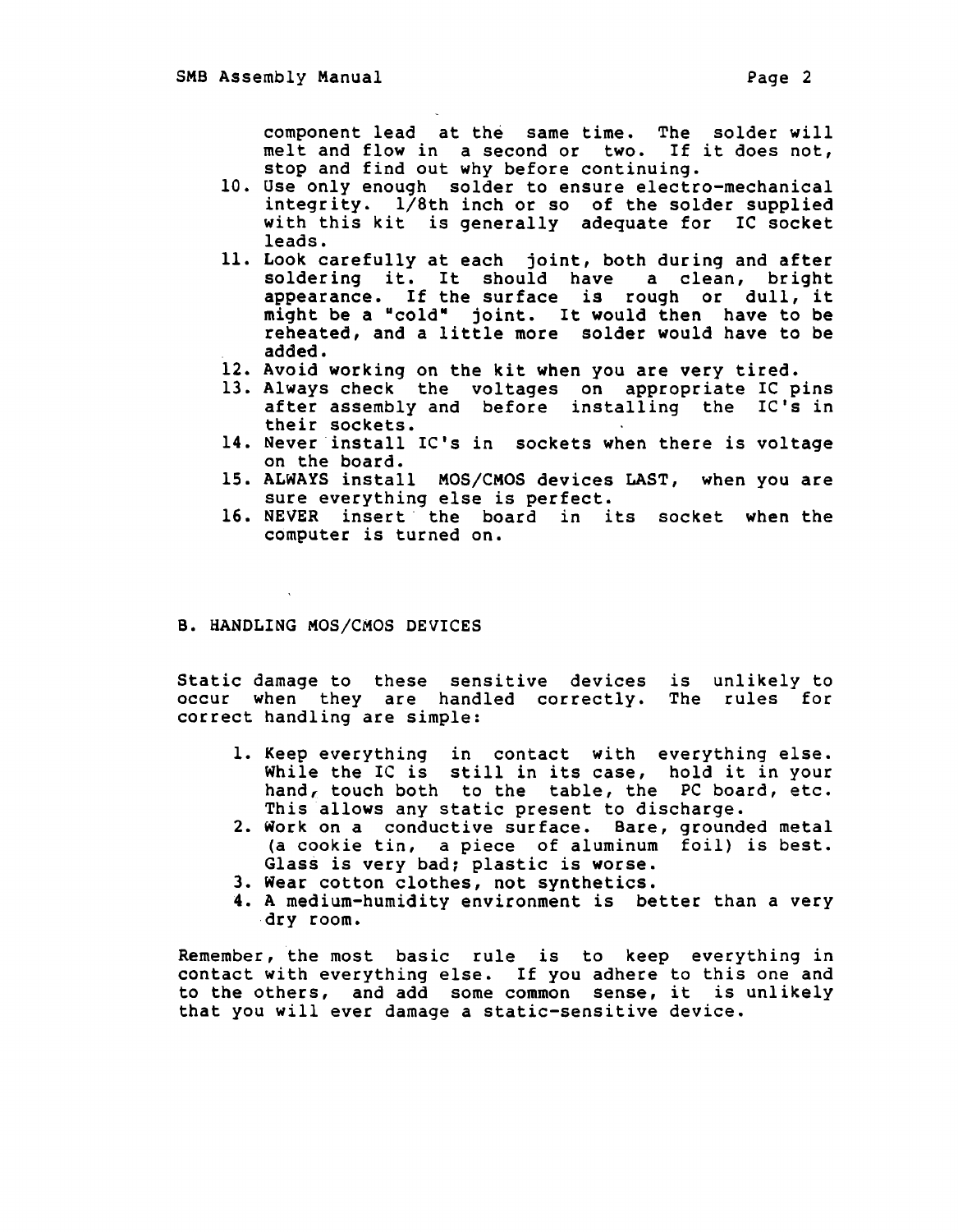component lead at the same time. The solder will melt and flow in a second or two. If it does not, stop and find out why before continuing.

10. Use only enough solder to ensure electro-mechanical integrity. 1/8th inch or so of the solder supplied with this kit is generally adequate for IC socket leads.
11. Look carefully at each joint, both during and after soldering it. It should have a clean, bright appearance. If the surface is rough or dull, it might be a "cold" joint. It would then have to be reheated, and a little more solder would have to be added.
12. Avoid working on the kit when you are very tired.
13. Always check the voltages on appropriate IC pins after assembly and before installing the IC's in their sockets.
14. Never install IC's in sockets when there is voltage on the board.
15. ALWAYS install MOS/CMOS devices LAST, when you are sure everything else is perfect.
16. NEVER insert the board in its socket when the computer is turned on.

## B. HANDLING MOS/CMOS DEVICES

Static damage to these sensitive devices is unlikely to occur when they are handled correctly. The rules for correct handling are simple:

1. Keep everything in contact with everything else. While the IC is still in its case, hold it in your hand, touch both to the table, the PC board, etc. This allows any static present to discharge.
2. Work on a conductive surface. Bare, grounded metal (a cookie tin, a piece of aluminum foil) is best. Glass is very bad; plastic is worse.
3. Wear cotton clothes, not synthetics.
4. A medium-humidity environment is better than a very dry room.

Remember, the most basic rule is to keep everything in contact with everything else. If you adhere to this one and to the others, and add some common sense, it is unlikely that you will ever damage a static-sensitive device.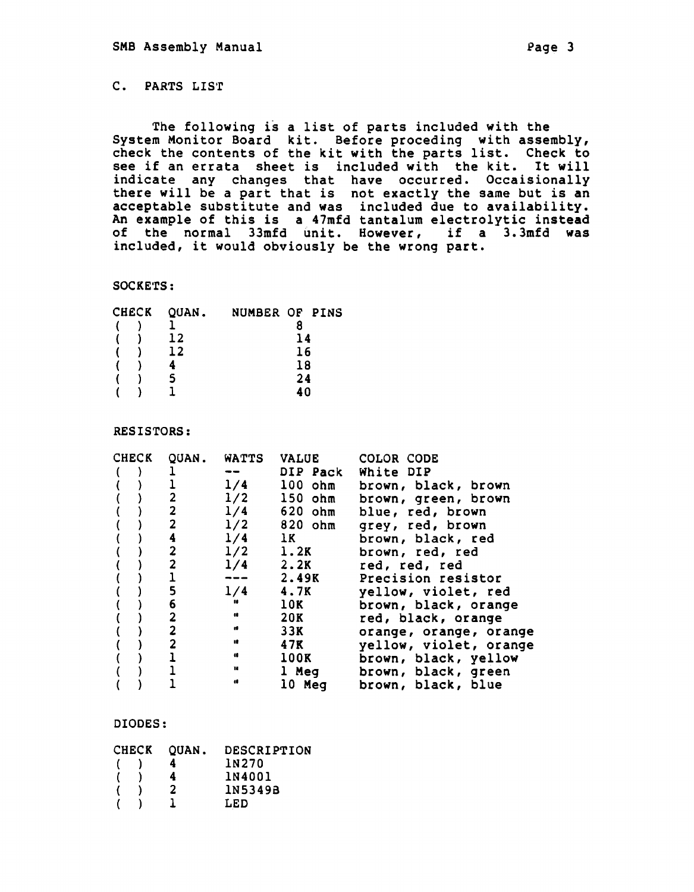## C. PARTS LIST

The following is a list of parts included with the System Monitor Board kit. Before proceding with assembly, check the contents of the kit with the parts list. Check to see if an errata sheet is included with the kit. It will indicate any changes that have occurred. Occaisionally there will be a part that is not exactly the same but is an acceptable substitute and was included due to availability. An example of this is a 47mfd tantalum electrolytic instead of the normal 33mfd unit. However, if a 3.3mfd was included, it would obviously be the wrong part.

### SOCKETS:

| CHECK | QUAN. | NUMBER OF PINS |
|---|---|---|
| ( ) | 1 | 8 |
| ( ) | 12 | 14 |
| ( ) | 12 | 16 |
| ( ) | 4 | 18 |
| ( ) | 5 | 24 |
| ( ) | 1 | 40 |

### RESISTORS:

| CHECK | QUAN. | WATTS | VALUE | COLOR CODE |
|---|---|---|---|---|
| ( ) | 1 | -- | DIP Pack | White DIP |
| ( ) | 1 | 1/4 | 100 ohm | brown, black, brown |
| ( ) | 2 | 1/2 | 150 ohm | brown, green, brown |
| ( ) | 2 | 1/4 | 620 ohm | blue, red, brown |
| ( ) | 2 | 1/2 | 820 ohm | grey, red, brown |
| ( ) | 4 | 1/4 | 1K | brown, black, red |
| ( ) | 2 | 1/2 | 1.2K | brown, red, red |
| ( ) | 2 | 1/4 | 2.2K | red, red, red |
| ( ) | 1 | --- | 2.49K | Precision resistor |
| ( ) | 5 | 1/4 | 4.7K | yellow, violet, red |
| ( ) | 6 | " | 10K | brown, black, orange |
| ( ) | 2 | " | 20K | red, black, orange |
| ( ) | 2 | " | 33K | orange, orange, orange |
| ( ) | 2 | " | 47K | yellow, violet, orange |
| ( ) | 1 | " | 100K | brown, black, yellow |
| ( ) | 1 | " | 1 Meg | brown, black, green |
| ( ) | 1 | " | 10 Meg | brown, black, blue |

### DIODES:

| CHECK | QUAN. | DESCRIPTION |
|---|---|---|
| ( ) | 4 | 1N270 |
| ( ) | 4 | 1N4001 |
| ( ) | 2 | 1N5349B |
| ( ) | 1 | LED |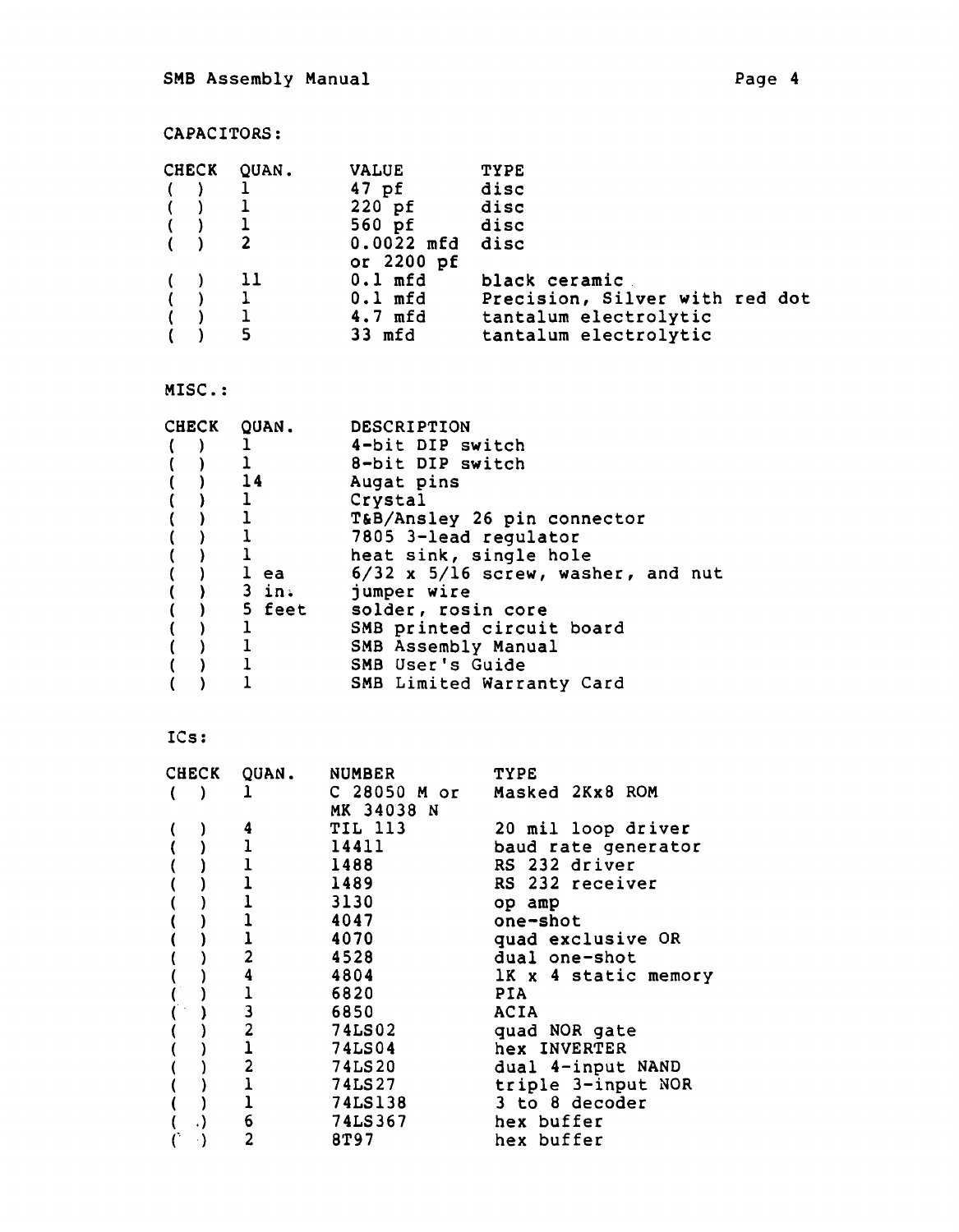CAPACITORS:

| CHECK | QUAN. | VALUE | TYPE |
| --- | --- | --- | --- |
| ( ) | 1 | 47 pf | disc |
| ( ) | 1 | 220 pf | disc |
| ( ) | 1 | 560 pf | disc |
| ( ) | 2 | 0.0022 mfd or 2200 pf | disc |
| ( ) | 11 | 0.1 mfd | black ceramic |
| ( ) | 1 | 0.1 mfd | Precision, Silver with red dot |
| ( ) | 1 | 4.7 mfd | tantalum electrolytic |
| ( ) | 5 | 33 mfd | tantalum electrolytic |

MISC.:

| CHECK | QUAN. | DESCRIPTION |
| --- | --- | --- |
| ( ) | 1 | 4-bit DIP switch |
| ( ) | 1 | 8-bit DIP switch |
| ( ) | 14 | Augat pins |
| ( ) | 1 | Crystal |
| ( ) | 1 | T&B/Ansley 26 pin connector |
| ( ) | 1 | 7805 3-lead regulator |
| ( ) | 1 | heat sink, single hole |
| ( ) | 1 ea | 6/32 x 5/16 screw, washer, and nut |
| ( ) | 3 in. | jumper wire |
| ( ) | 5 feet | solder, rosin core |
| ( ) | 1 | SMB printed circuit board |
| ( ) | 1 | SMB Assembly Manual |
| ( ) | 1 | SMB User's Guide |
| ( ) | 1 | SMB Limited Warranty Card |

ICs:

| CHECK | QUAN. | NUMBER | TYPE |
| --- | --- | --- | --- |
| ( ) | 1 | C 28050 M or MK 34038 N | Masked 2Kx8 ROM |
| ( ) | 4 | TIL 113 | 20 mil loop driver |
| ( ) | 1 | 14411 | baud rate generator |
| ( ) | 1 | 1488 | RS 232 driver |
| ( ) | 1 | 1489 | RS 232 receiver |
| ( ) | 1 | 3130 | op amp |
| ( ) | 1 | 4047 | one-shot |
| ( ) | 1 | 4070 | quad exclusive OR |
| ( ) | 2 | 4528 | dual one-shot |
| ( ) | 4 | 4804 | 1K x 4 static memory |
| ( ) | 1 | 6820 | PIA |
| ( ) | 3 | 6850 | ACIA |
| ( ) | 2 | 74LS02 | quad NOR gate |
| ( ) | 1 | 74LS04 | hex INVERTER |
| ( ) | 2 | 74LS20 | dual 4-input NAND |
| ( ) | 1 | 74LS27 | triple 3-input NOR |
| ( ) | 1 | 74LS138 | 3 to 8 decoder |
| ( ) | 6 | 74LS367 | hex buffer |
| ( ) | 2 | 8T97 | hex buffer |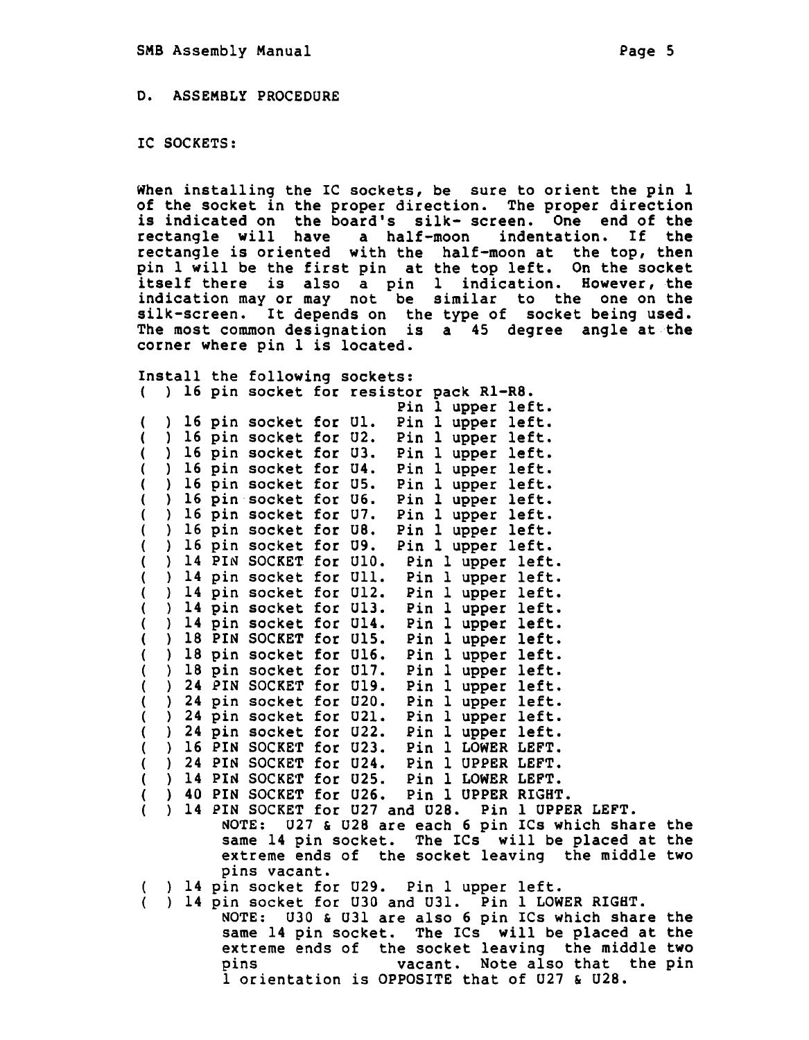## D. ASSEMBLY PROCEDURE

### IC SOCKETS:

When installing the IC sockets, be sure to orient the pin 1 of the socket in the proper direction. The proper direction is indicated on the board's silk- screen. One end of the rectangle will have a half-moon indentation. If the rectangle is oriented with the half-moon at the top, then pin 1 will be the first pin at the top left. On the socket itself there is also a pin 1 indication. However, the indication may or may not be similar to the one on the silk-screen. It depends on the type of socket being used. The most common designation is a 45 degree angle at the corner where pin 1 is located.

Install the following sockets:

- ( ) 16 pin socket for resistor pack R1-R8. Pin 1 upper left.
- ( ) 16 pin socket for U1. Pin 1 upper left.
- ( ) 16 pin socket for U2. Pin 1 upper left.
- ( ) 16 pin socket for U3. Pin 1 upper left.
- ( ) 16 pin socket for U4. Pin 1 upper left.
- ( ) 16 pin socket for U5. Pin 1 upper left.
- ( ) 16 pin socket for U6. Pin 1 upper left.
- ( ) 16 pin socket for U7. Pin 1 upper left.
- ( ) 16 pin socket for U8. Pin 1 upper left.
- ( ) 16 pin socket for U9. Pin 1 upper left.
- ( ) 14 PIN SOCKET for U10. Pin 1 upper left.
- ( ) 14 pin socket for U11. Pin 1 upper left.
- ( ) 14 pin socket for U12. Pin 1 upper left.
- ( ) 14 pin socket for U13. Pin 1 upper left.
- ( ) 14 pin socket for U14. Pin 1 upper left.
- ( ) 18 PIN SOCKET for U15. Pin 1 upper left.
- ( ) 18 pin socket for U16. Pin 1 upper left.
- ( ) 18 pin socket for U17. Pin 1 upper left.
- ( ) 24 PIN SOCKET for U19. Pin 1 upper left.
- ( ) 24 pin socket for U20. Pin 1 upper left.
- ( ) 24 pin socket for U21. Pin 1 upper left.
- ( ) 24 pin socket for U22. Pin 1 upper left.
- ( ) 16 PIN SOCKET for U23. Pin 1 LOWER LEFT.
- ( ) 24 PIN SOCKET for U24. Pin 1 UPPER LEFT.
- ( ) 14 PIN SOCKET for U25. Pin 1 LOWER LEFT.
- ( ) 40 PIN SOCKET for U26. Pin 1 UPPER RIGHT.
- ( ) 14 PIN SOCKET for U27 and U28. Pin 1 UPPER LEFT.

  NOTE: U27 & U28 are each 6 pin ICs which share the same 14 pin socket. The ICs will be placed at the extreme ends of the socket leaving the middle two pins vacant.
- ( ) 14 pin socket for U29. Pin 1 upper left.
- ( ) 14 pin socket for U30 and U31. Pin 1 LOWER RIGHT.

  NOTE: U30 & U31 are also 6 pin ICs which share the same 14 pin socket. The ICs will be placed at the extreme ends of the socket leaving the middle two pins vacant. Note also that the pin 1 orientation is OPPOSITE that of U27 & U28.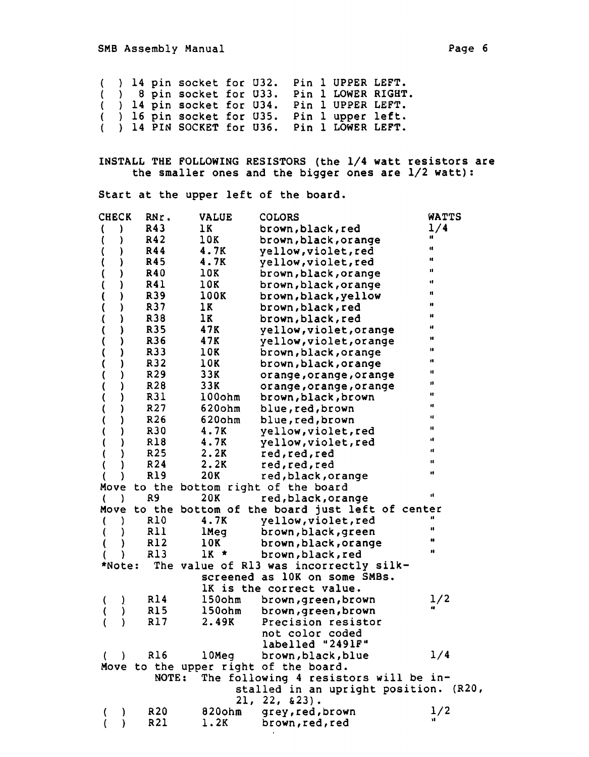( ) 14 pin socket for U32. Pin 1 UPPER LEFT.
( ) 8 pin socket for U33. Pin 1 LOWER RIGHT.
( ) 14 pin socket for U34. Pin 1 UPPER LEFT.
( ) 16 pin socket for U35. Pin 1 upper left.
( ) 14 PIN SOCKET for U36. Pin 1 LOWER LEFT.

INSTALL THE FOLLOWING RESISTORS (the 1/4 watt resistors are the smaller ones and the bigger ones are 1/2 watt):

Start at the upper left of the board.

| CHECK | RNr. | VALUE | COLORS | WATTS |
|---|---|---|---|---|
| ( ) | R43 | 1K | brown,black,red | 1/4 |
| ( ) | R42 | 10K | brown,black,orange | " |
| ( ) | R44 | 4.7K | yellow,violet,red | " |
| ( ) | R45 | 4.7K | yellow,violet,red | " |
| ( ) | R40 | 10K | brown,black,orange | " |
| ( ) | R41 | 10K | brown,black,orange | " |
| ( ) | R39 | 100K | brown,black,yellow | " |
| ( ) | R37 | 1K | brown,black,red | " |
| ( ) | R38 | 1K | brown,black,red | " |
| ( ) | R35 | 47K | yellow,violet,orange | " |
| ( ) | R36 | 47K | yellow,violet,orange | " |
| ( ) | R33 | 10K | brown,black,orange | " |
| ( ) | R32 | 10K | brown,black,orange | " |
| ( ) | R29 | 33K | orange,orange,orange | " |
| ( ) | R28 | 33K | orange,orange,orange | " |
| ( ) | R31 | 100ohm | brown,black,brown | " |
| ( ) | R27 | 620ohm | blue,red,brown | " |
| ( ) | R26 | 620ohm | blue,red,brown | " |
| ( ) | R30 | 4.7K | yellow,violet,red | " |
| ( ) | R18 | 4.7K | yellow,violet,red | " |
| ( ) | R25 | 2.2K | red,red,red | " |
| ( ) | R24 | 2.2K | red,red,red | " |
| ( ) | R19 | 20K | red,black,orange | " |
| Move to the bottom right of the board | | | | |
| ( ) | R9 | 20K | red,black,orange | " |
| Move to the bottom of the board just left of center | | | | |
| ( ) | R10 | 4.7K | yellow,violet,red | " |
| ( ) | R11 | 1Meg | brown,black,green | " |
| ( ) | R12 | 10K | brown,black,orange | " |
| ( ) | R13 | 1K * | brown,black,red | " |
| *Note: The value of R13 was incorrectly silk-screened as 10K on some SMBs. 1K is the correct value. | | | | |
| ( ) | R14 | 150ohm | brown,green,brown | 1/2 |
| ( ) | R15 | 150ohm | brown,green,brown | " |
| ( ) | R17 | 2.49K | Precision resistor not color coded labelled "2491F" | |
| ( ) | R16 | 10Meg | brown,black,blue | 1/4 |
| Move to the upper right of the board. NOTE: The following 4 resistors will be installed in an upright position. (R20, 21, 22, &23). | | | | |
| ( ) | R20 | 820ohm | grey,red,brown | 1/2 |
| ( ) | R21 | 1.2K | brown,red,red | " |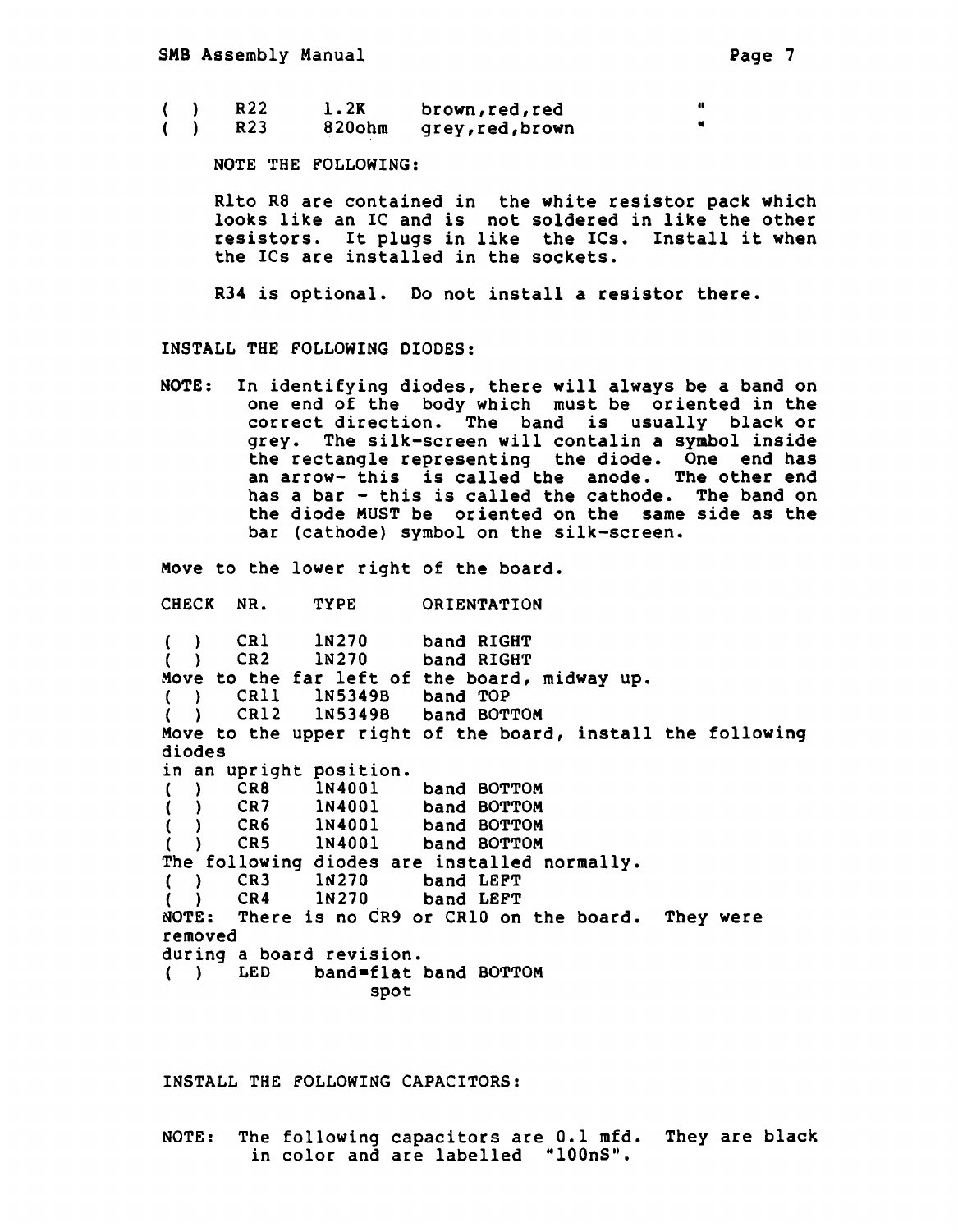| ( ) | R22 | 1.2K | brown,red,red | " |
|---|---|---|---|---|
| ( ) | R23 | 820ohm | grey,red,brown | " |

NOTE THE FOLLOWING:

Rlto R8 are contained in the white resistor pack which looks like an IC and is not soldered in like the other resistors. It plugs in like the ICs. Install it when the ICs are installed in the sockets.

R34 is optional. Do not install a resistor there.

INSTALL THE FOLLOWING DIODES:

NOTE: In identifying diodes, there will always be a band on one end of the body which must be oriented in the correct direction. The band is usually black or grey. The silk-screen will contalin a symbol inside the rectangle representing the diode. One end has an arrow- this is called the anode. The other end has a bar - this is called the cathode. The band on the diode MUST be oriented on the same side as the bar (cathode) symbol on the silk-screen.

Move to the lower right of the board.

| CHECK | NR. | TYPE | ORIENTATION |
|---|---|---|---|
| ( ) | CR1 | 1N270 | band RIGHT |
| ( ) | CR2 | 1N270 | band RIGHT |

Move to the far left of the board, midway up.

| | | | |
|---|---|---|---|
| ( ) | CR11 | 1N5349B | band TOP |
| ( ) | CR12 | 1N5349B | band BOTTOM |

Move to the upper right of the board, install the following diodes in an upright position.

| | | | |
|---|---|---|---|
| ( ) | CR8 | 1N4001 | band BOTTOM |
| ( ) | CR7 | 1N4001 | band BOTTOM |
| ( ) | CR6 | 1N4001 | band BOTTOM |
| ( ) | CR5 | 1N4001 | band BOTTOM |

The following diodes are installed normally.

| | | | |
|---|---|---|---|
| ( ) | CR3 | 1N270 | band LEFT |
| ( ) | CR4 | 1N270 | band LEFT |

NOTE: There is no CR9 or CR10 on the board. They were removed during a board revision.

| | | | |
|---|---|---|---|
| ( ) | LED | band=flat spot | band BOTTOM |

INSTALL THE FOLLOWING CAPACITORS:

NOTE: The following capacitors are 0.1 mfd. They are black in color and are labelled "100nS".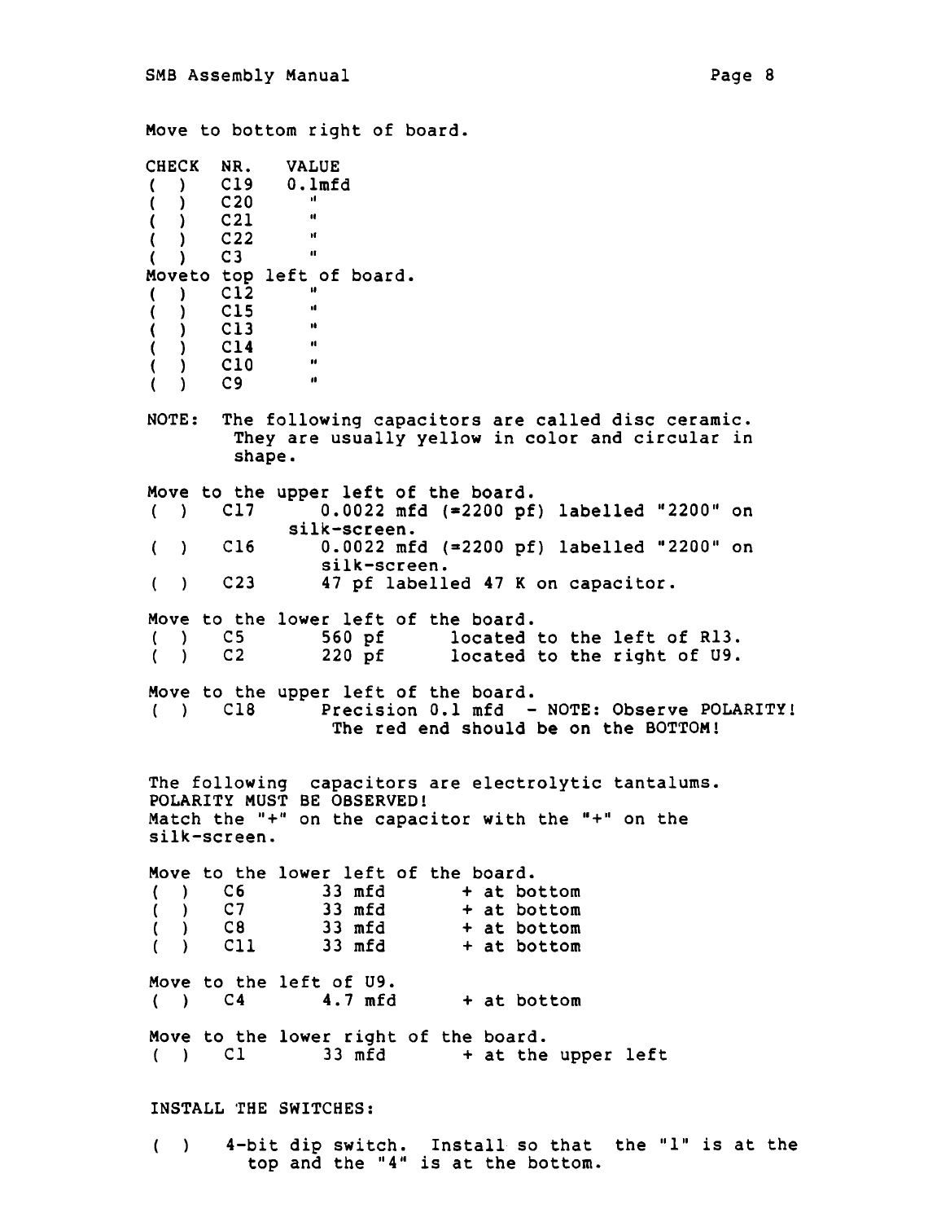Move to bottom right of board.

| CHECK | NR. | VALUE |
|---|---|---|
| ( ) | C19 | 0.1mfd |
| ( ) | C20 | " |
| ( ) | C21 | " |
| ( ) | C22 | " |
| ( ) | C3 | " |

Moveto top left of board.

| CHECK | NR. | VALUE |
|---|---|---|
| ( ) | C12 | " |
| ( ) | C15 | " |
| ( ) | C13 | " |
| ( ) | C14 | " |
| ( ) | C10 | " |
| ( ) | C9 | " |

NOTE: The following capacitors are called disc ceramic. They are usually yellow in color and circular in shape.

Move to the upper left of the board.

( ) C17 0.0022 mfd (=2200 pf) labelled "2200" on silk-screen.

( ) C16 0.0022 mfd (=2200 pf) labelled "2200" on silk-screen.

( ) C23 47 pf labelled 47 K on capacitor.

Move to the lower left of the board.

( ) C5 560 pf located to the left of R13.

( ) C2 220 pf located to the right of U9.

Move to the upper left of the board.

( ) C18 Precision 0.1 mfd - NOTE: Observe POLARITY! The red end should be on the BOTTOM!

The following capacitors are electrolytic tantalums.
POLARITY MUST BE OBSERVED!
Match the "+" on the capacitor with the "+" on the silk-screen.

Move to the lower left of the board.

( ) C6 33 mfd + at bottom

( ) C7 33 mfd + at bottom

( ) C8 33 mfd + at bottom

( ) C11 33 mfd + at bottom

Move to the left of U9.

( ) C4 4.7 mfd + at bottom

Move to the lower right of the board.

( ) C1 33 mfd + at the upper left

INSTALL THE SWITCHES:

( ) 4-bit dip switch. Install so that the "1" is at the top and the "4" is at the bottom.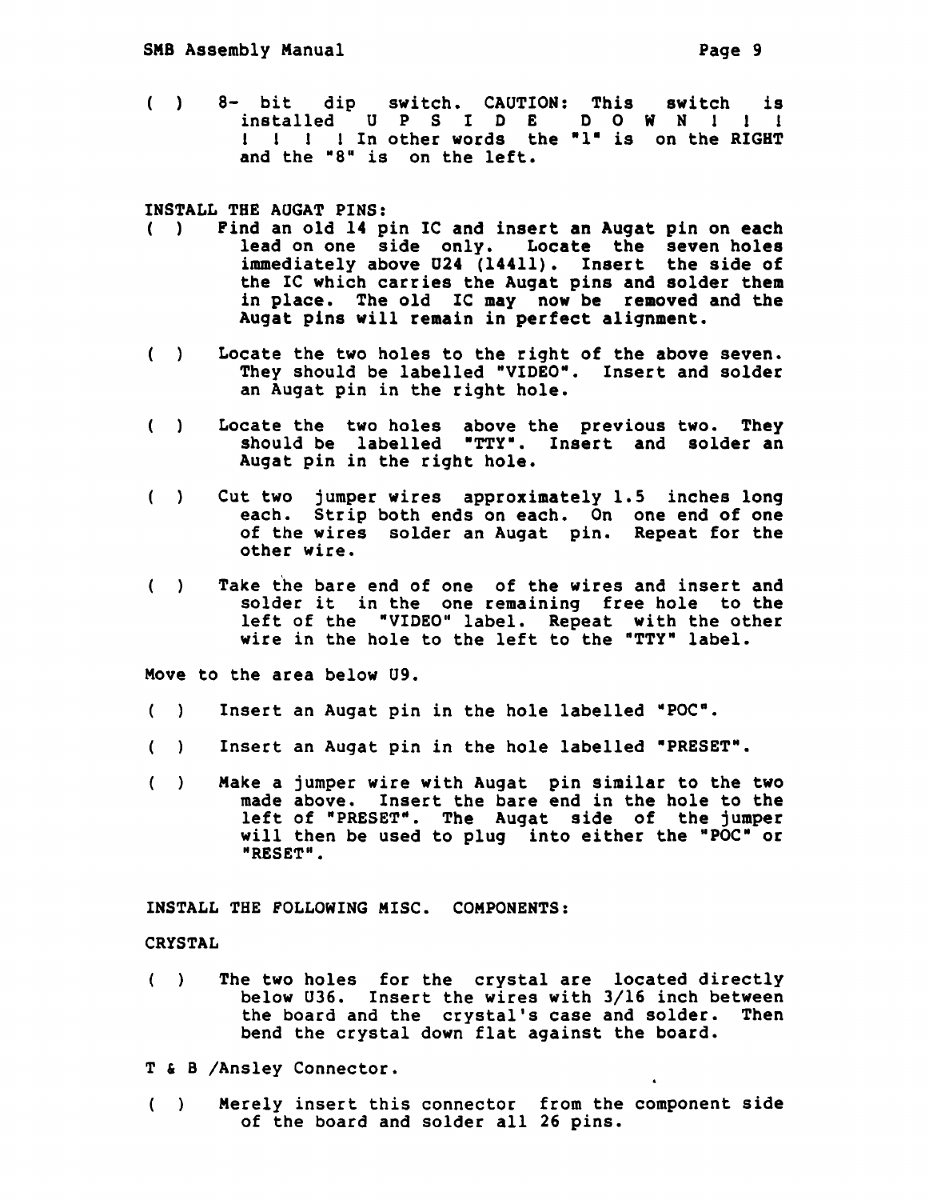( ) 8- bit dip switch. CAUTION: This switch is installed U P S I D E D O W N ! ! ! ! ! ! ! In other words the "1" is on the RIGHT and the "8" is on the left.

INSTALL THE AUGAT PINS:

( ) Find an old 14 pin IC and insert an Augat pin on each lead on one side only. Locate the seven holes immediately above U24 (14411). Insert the side of the IC which carries the Augat pins and solder them in place. The old IC may now be removed and the Augat pins will remain in perfect alignment.

( ) Locate the two holes to the right of the above seven. They should be labelled "VIDEO". Insert and solder an Augat pin in the right hole.

( ) Locate the two holes above the previous two. They should be labelled "TTY". Insert and solder an Augat pin in the right hole.

( ) Cut two jumper wires approximately 1.5 inches long each. Strip both ends on each. On one end of one of the wires solder an Augat pin. Repeat for the other wire.

( ) Take the bare end of one of the wires and insert and solder it in the one remaining free hole to the left of the "VIDEO" label. Repeat with the other wire in the hole to the left to the "TTY" label.

Move to the area below U9.

( ) Insert an Augat pin in the hole labelled "POC".

( ) Insert an Augat pin in the hole labelled "PRESET".

( ) Make a jumper wire with Augat pin similar to the two made above. Insert the bare end in the hole to the left of "PRESET". The Augat side of the jumper will then be used to plug into either the "POC" or "RESET".

INSTALL THE FOLLOWING MISC. COMPONENTS:

CRYSTAL

( ) The two holes for the crystal are located directly below U36. Insert the wires with 3/16 inch between the board and the crystal's case and solder. Then bend the crystal down flat against the board.

T & B /Ansley Connector.

( ) Merely insert this connector from the component side of the board and solder all 26 pins.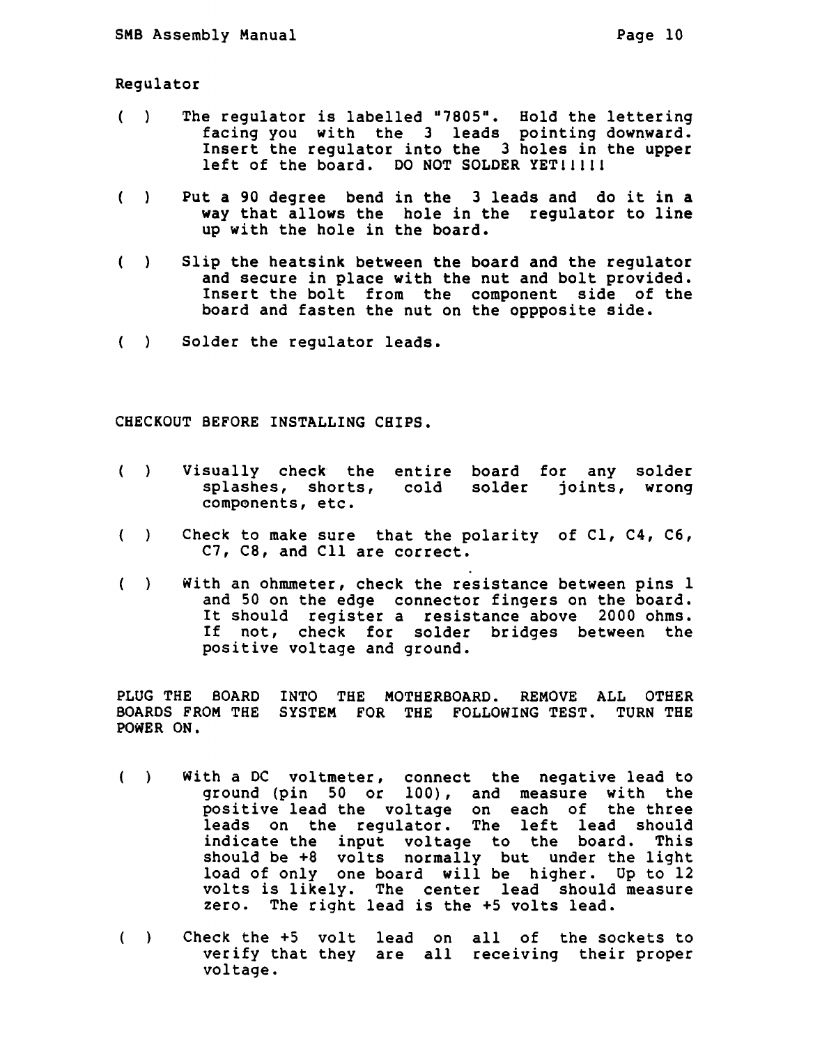## Regulator

( ) The regulator is labelled "7805". Hold the lettering facing you with the 3 leads pointing downward. Insert the regulator into the 3 holes in the upper left of the board. DO NOT SOLDER YET!!!!!!

( ) Put a 90 degree bend in the 3 leads and do it in a way that allows the hole in the regulator to line up with the hole in the board.

( ) Slip the heatsink between the board and the regulator and secure in place with the nut and bolt provided. Insert the bolt from the component side of the board and fasten the nut on the oppposite side.

( ) Solder the regulator leads.

## CHECKOUT BEFORE INSTALLING CHIPS.

( ) Visually check the entire board for any solder splashes, shorts, cold solder joints, wrong components, etc.

( ) Check to make sure that the polarity of C1, C4, C6, C7, C8, and C11 are correct.

( ) With an ohmmeter, check the resistance between pins 1 and 50 on the edge connector fingers on the board. It should register a resistance above 2000 ohms. If not, check for solder bridges between the positive voltage and ground.

PLUG THE BOARD INTO THE MOTHERBOARD. REMOVE ALL OTHER BOARDS FROM THE SYSTEM FOR THE FOLLOWING TEST. TURN THE POWER ON.

( ) With a DC voltmeter, connect the negative lead to ground (pin 50 or 100), and measure with the positive lead the voltage on each of the three leads on the regulator. The left lead should indicate the input voltage to the board. This should be +8 volts normally but under the light load of only one board will be higher. Up to 12 volts is likely. The center lead should measure zero. The right lead is the +5 volts lead.

( ) Check the +5 volt lead on all of the sockets to verify that they are all receiving their proper voltage.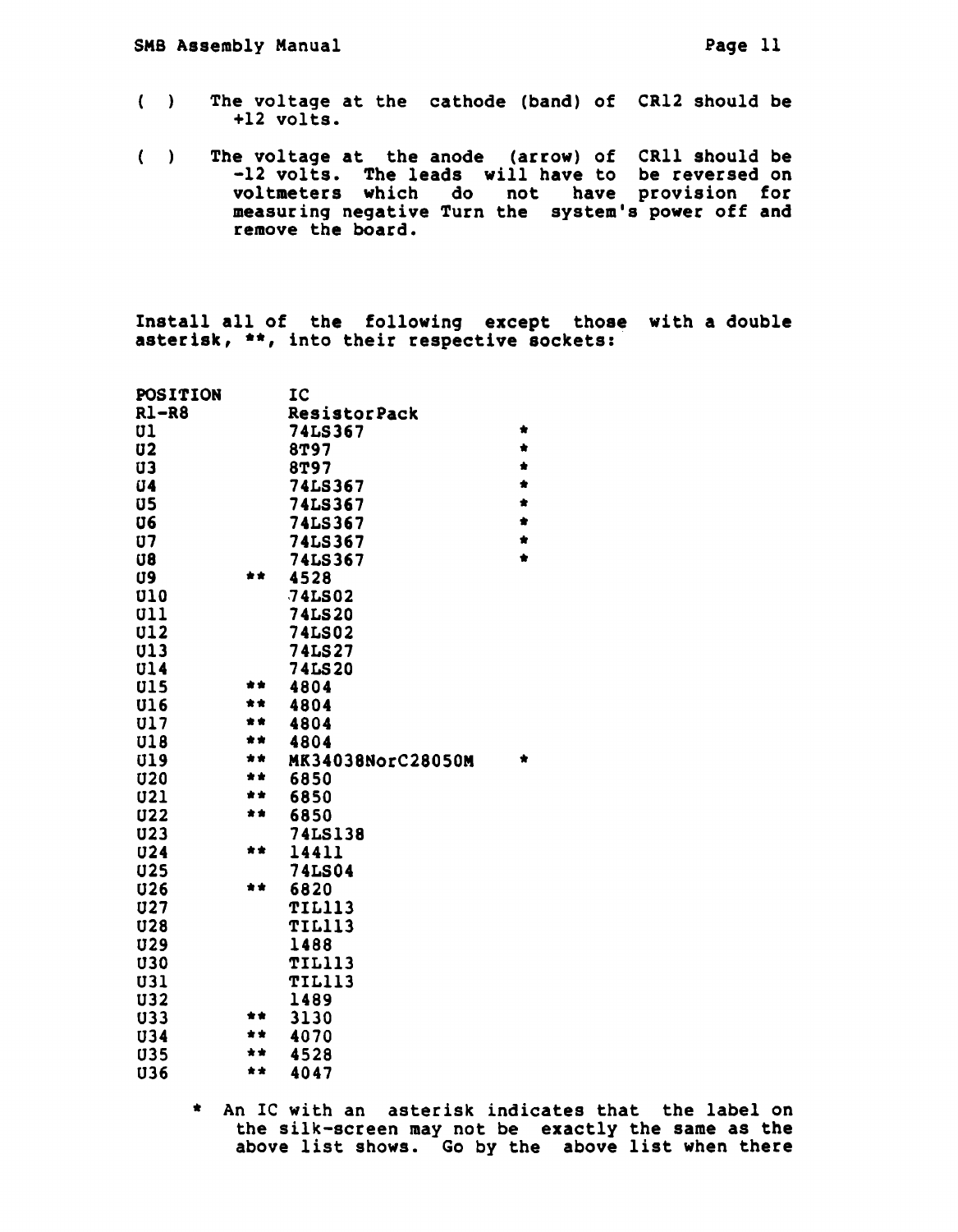( ) The voltage at the cathode (band) of CR12 should be +12 volts.

( ) The voltage at the anode (arrow) of CR11 should be -12 volts. The leads will have to be reversed on voltmeters which do not have provision for measuring negative Turn the system's power off and remove the board.

Install all of the following except those with a double asterisk, **, into their respective sockets:

| POSITION | | IC | |
|---|---|---|---|
| R1-R8 | | ResistorPack | |
| U1 | | 74LS367 | * |
| U2 | | 8T97 | * |
| U3 | | 8T97 | * |
| U4 | | 74LS367 | * |
| U5 | | 74LS367 | * |
| U6 | | 74LS367 | * |
| U7 | | 74LS367 | * |
| U8 | | 74LS367 | * |
| U9 | ** | 4528 | |
| U10 | | 74LS02 | |
| U11 | | 74LS20 | |
| U12 | | 74LS02 | |
| U13 | | 74LS27 | |
| U14 | | 74LS20 | |
| U15 | ** | 4804 | |
| U16 | ** | 4804 | |
| U17 | ** | 4804 | |
| U18 | ** | 4804 | |
| U19 | ** | MK34038NorC28050M | * |
| U20 | ** | 6850 | |
| U21 | ** | 6850 | |
| U22 | ** | 6850 | |
| U23 | | 74LS138 | |
| U24 | ** | 14411 | |
| U25 | | 74LS04 | |
| U26 | ** | 6820 | |
| U27 | | TIL113 | |
| U28 | | TIL113 | |
| U29 | | 1488 | |
| U30 | | TIL113 | |
| U31 | | TIL113 | |
| U32 | | 1489 | |
| U33 | ** | 3130 | |
| U34 | ** | 4070 | |
| U35 | ** | 4528 | |
| U36 | ** | 4047 | |

* An IC with an asterisk indicates that the label on the silk-screen may not be exactly the same as the above list shows. Go by the above list when there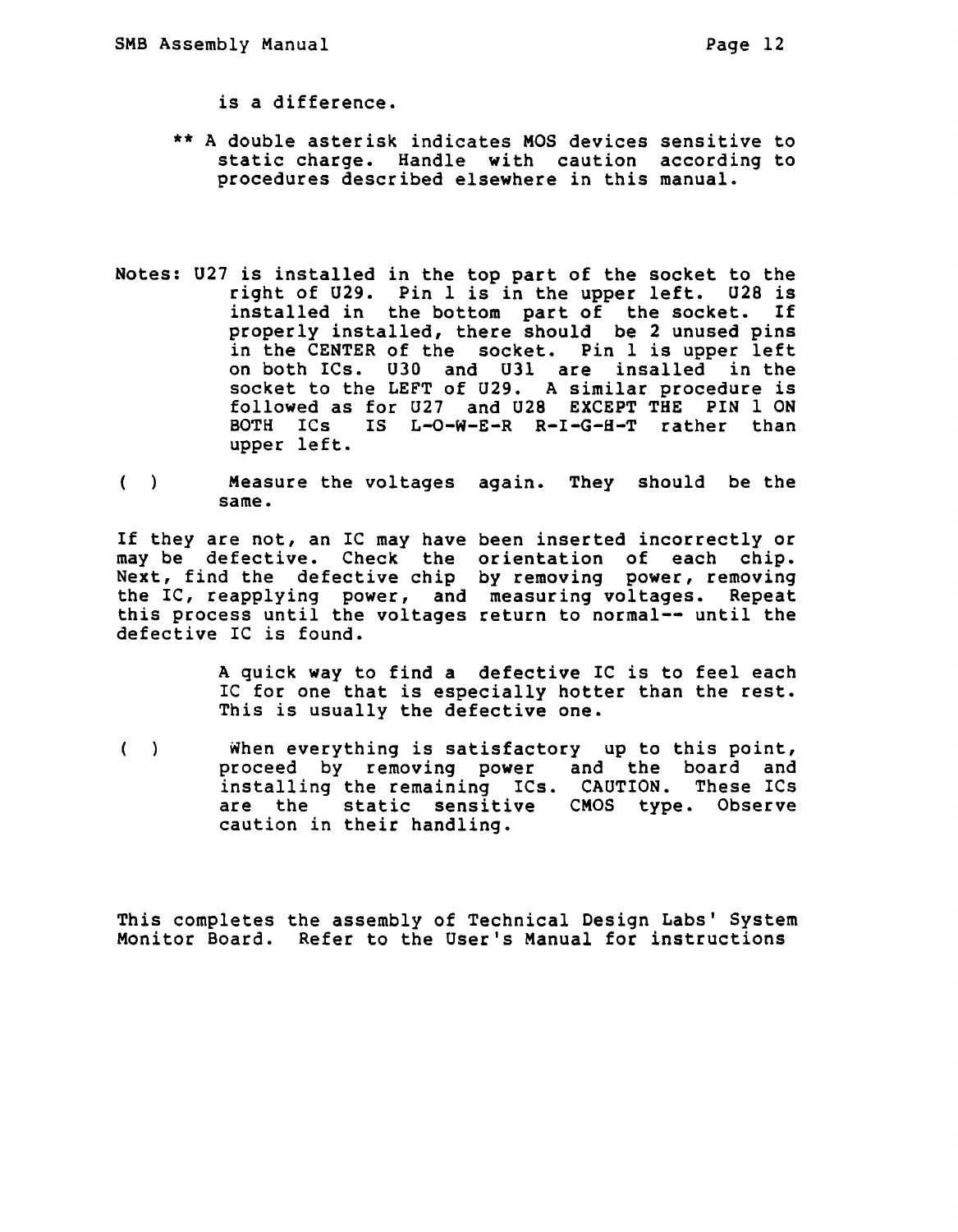is a difference.

** A double asterisk indicates MOS devices sensitive to static charge. Handle with caution according to procedures described elsewhere in this manual.

Notes: U27 is installed in the top part of the socket to the right of U29. Pin 1 is in the upper left. U28 is installed in the bottom part of the socket. If properly installed, there should be 2 unused pins in the CENTER of the socket. Pin 1 is upper left on both ICs. U30 and U31 are insalled in the socket to the LEFT of U29. A similar procedure is followed as for U27 and U28 EXCEPT THE PIN 1 ON BOTH ICs IS L-O-W-E-R R-I-G-H-T rather than upper left.

( ) Measure the voltages again. They should be the same.

If they are not, an IC may have been inserted incorrectly or may be defective. Check the orientation of each chip. Next, find the defective chip by removing power, removing the IC, reapplying power, and measuring voltages. Repeat this process until the voltages return to normal-- until the defective IC is found.

A quick way to find a defective IC is to feel each IC for one that is especially hotter than the rest. This is usually the defective one.

( ) When everything is satisfactory up to this point, proceed by removing power and the board and installing the remaining ICs. CAUTION. These ICs are the static sensitive CMOS type. Observe caution in their handling.

This completes the assembly of Technical Design Labs' System Monitor Board. Refer to the User's Manual for instructions